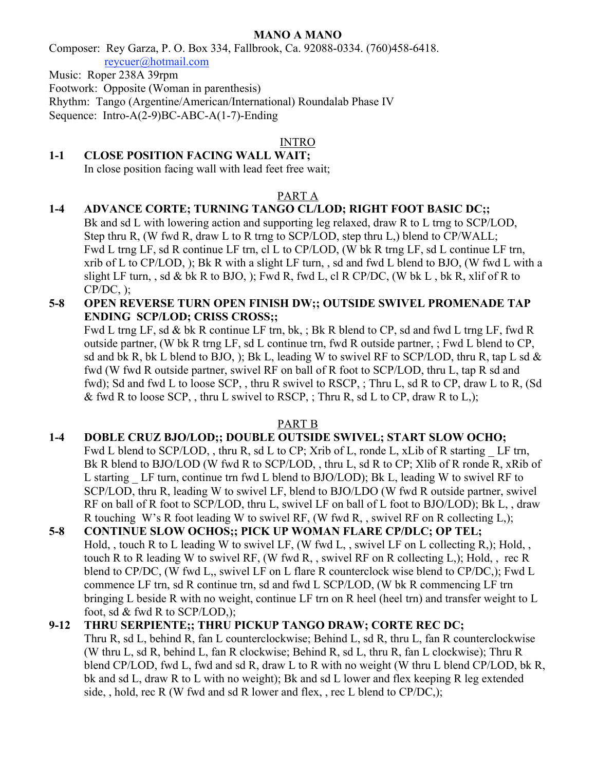# MANO A MANO

Composer: Rey Garza, P. O. Box 334, Fallbrook, Ca. 92088-0334. (760)458-6418.
reycuer@hotmail.com

Music: Roper 238A 39rpm

Footwork: Opposite (Woman in parenthesis)

Rhythm: Tango (Argentine/American/International) Roundalab Phase IV

Sequence: Intro-A(2-9)BC-ABC-A(1-7)-Ending

## INTRO

**1-1 CLOSE POSITION FACING WALL WAIT;**

In close position facing wall with lead feet free wait;

## PART A

**1-4 ADVANCE CORTE; TURNING TANGO CL/LOD; RIGHT FOOT BASIC DC;;**

Bk and sd L with lowering action and supporting leg relaxed, draw R to L trng to SCP/LOD, Step thru R, (W fwd R, draw L to R trng to SCP/LOD, step thru L,) blend to CP/WALL; Fwd L trng LF, sd R continue LF trn, cl L to CP/LOD, (W bk R trng LF, sd L continue LF trn, xrib of L to CP/LOD, ); Bk R with a slight LF turn, , sd and fwd L blend to BJO, (W fwd L with a slight LF turn, , sd & bk R to BJO, ); Fwd R, fwd L, cl R CP/DC, (W bk L , bk R, xlif of R to CP/DC, );

**5-8 OPEN REVERSE TURN OPEN FINISH DW;; OUTSIDE SWIVEL PROMENADE TAP ENDING SCP/LOD; CRISS CROSS;;**

Fwd L trng LF, sd & bk R continue LF trn, bk, ; Bk R blend to CP, sd and fwd L trng LF, fwd R outside partner, (W bk R trng LF, sd L continue trn, fwd R outside partner, ; Fwd L blend to CP, sd and bk R, bk L blend to BJO, ); Bk L, leading W to swivel RF to SCP/LOD, thru R, tap L sd & fwd (W fwd R outside partner, swivel RF on ball of R foot to SCP/LOD, thru L, tap R sd and fwd); Sd and fwd L to loose SCP, , thru R swivel to RSCP, ; Thru L, sd R to CP, draw L to R, (Sd & fwd R to loose SCP, , thru L swivel to RSCP, ; Thru R, sd L to CP, draw R to L,);

## PART B

**1-4 DOBLE CRUZ BJO/LOD;; DOUBLE OUTSIDE SWIVEL; START SLOW OCHO;**

Fwd L blend to SCP/LOD, , thru R, sd L to CP; Xrib of L, ronde L, xLib of R starting _ LF trn, Bk R blend to BJO/LOD (W fwd R to SCP/LOD, , thru L, sd R to CP; Xlib of R ronde R, xRib of L starting _ LF turn, continue trn fwd L blend to BJO/LOD); Bk L, leading W to swivel RF to SCP/LOD, thru R, leading W to swivel LF, blend to BJO/LDO (W fwd R outside partner, swivel RF on ball of R foot to SCP/LOD, thru L, swivel LF on ball of L foot to BJO/LOD); Bk L, , draw R touching W's R foot leading W to swivel RF, (W fwd R, , swivel RF on R collecting L,);

**5-8 CONTINUE SLOW OCHOS;; PICK UP WOMAN FLARE CP/DLC; OP TEL;**

Hold, , touch R to L leading W to swivel LF, (W fwd L, , swivel LF on L collecting R,); Hold, , touch R to R leading W to swivel RF, (W fwd R, , swivel RF on R collecting L,); Hold, , rec R blend to CP/DC, (W fwd L,, swivel LF on L flare R counterclock wise blend to CP/DC,); Fwd L commence LF trn, sd R continue trn, sd and fwd L SCP/LOD, (W bk R commencing LF trn bringing L beside R with no weight, continue LF trn on R heel (heel trn) and transfer weight to L foot, sd & fwd R to SCP/LOD,);

**9-12 THRU SERPIENTE;; THRU PICKUP TANGO DRAW; CORTE REC DC;**

Thru R, sd L, behind R, fan L counterclockwise; Behind L, sd R, thru L, fan R counterclockwise (W thru L, sd R, behind L, fan R clockwise; Behind R, sd L, thru R, fan L clockwise); Thru R blend CP/LOD, fwd L, fwd and sd R, draw L to R with no weight (W thru L blend CP/LOD, bk R, bk and sd L, draw R to L with no weight); Bk and sd L lower and flex keeping R leg extended side, , hold, rec R (W fwd and sd R lower and flex, , rec L blend to CP/DC,);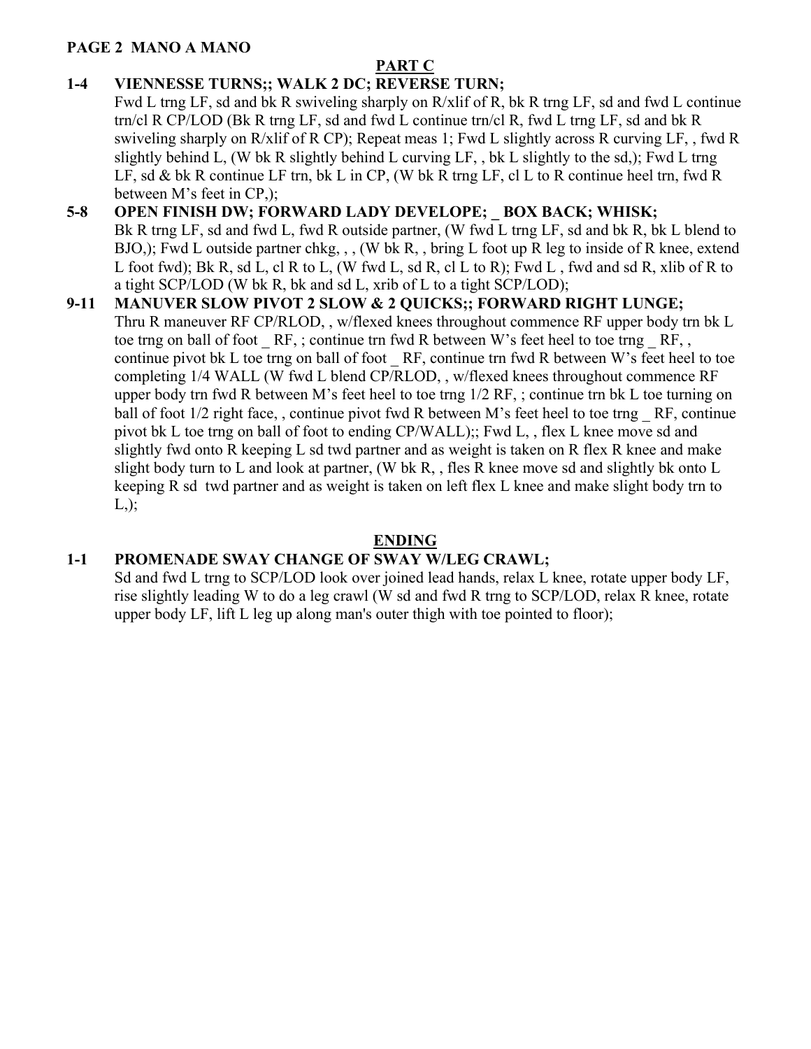**PAGE 2 MANO A MANO**

## PART C

**1-4 VIENNESSE TURNS;; WALK 2 DC; REVERSE TURN;**

Fwd L trng LF, sd and bk R swiveling sharply on R/xlif of R, bk R trng LF, sd and fwd L continue trn/cl R CP/LOD (Bk R trng LF, sd and fwd L continue trn/cl R, fwd L trng LF, sd and bk R swiveling sharply on R/xlif of R CP); Repeat meas 1; Fwd L slightly across R curving LF, , fwd R slightly behind L, (W bk R slightly behind L curving LF, , bk L slightly to the sd,); Fwd L trng LF, sd & bk R continue LF trn, bk L in CP, (W bk R trng LF, cl L to R continue heel trn, fwd R between M's feet in CP,);

**5-8 OPEN FINISH DW; FORWARD LADY DEVELOPE; _ BOX BACK; WHISK;**

Bk R trng LF, sd and fwd L, fwd R outside partner, (W fwd L trng LF, sd and bk R, bk L blend to BJO,); Fwd L outside partner chkg, , , (W bk R, , bring L foot up R leg to inside of R knee, extend L foot fwd); Bk R, sd L, cl R to L, (W fwd L, sd R, cl L to R); Fwd L , fwd and sd R, xlib of R to a tight SCP/LOD (W bk R, bk and sd L, xrib of L to a tight SCP/LOD);

**9-11 MANUVER SLOW PIVOT 2 SLOW & 2 QUICKS;; FORWARD RIGHT LUNGE;**

Thru R maneuver RF CP/RLOD, , w/flexed knees throughout commence RF upper body trn bk L toe trng on ball of foot _ RF, ; continue trn fwd R between W's feet heel to toe trng _ RF, , continue pivot bk L toe trng on ball of foot _ RF, continue trn fwd R between W's feet heel to toe completing 1/4 WALL (W fwd L blend CP/RLOD, , w/flexed knees throughout commence RF upper body trn fwd R between M's feet heel to toe trng 1/2 RF, ; continue trn bk L toe turning on ball of foot 1/2 right face, , continue pivot fwd R between M's feet heel to toe trng _ RF, continue pivot bk L toe trng on ball of foot to ending CP/WALL);; Fwd L, , flex L knee move sd and slightly fwd onto R keeping L sd twd partner and as weight is taken on R flex R knee and make slight body turn to L and look at partner, (W bk R, , fles R knee move sd and slightly bk onto L keeping R sd twd partner and as weight is taken on left flex L knee and make slight body trn to L,);

## ENDING

**1-1 PROMENADE SWAY CHANGE OF SWAY W/LEG CRAWL;**

Sd and fwd L trng to SCP/LOD look over joined lead hands, relax L knee, rotate upper body LF, rise slightly leading W to do a leg crawl (W sd and fwd R trng to SCP/LOD, relax R knee, rotate upper body LF, lift L leg up along man's outer thigh with toe pointed to floor);